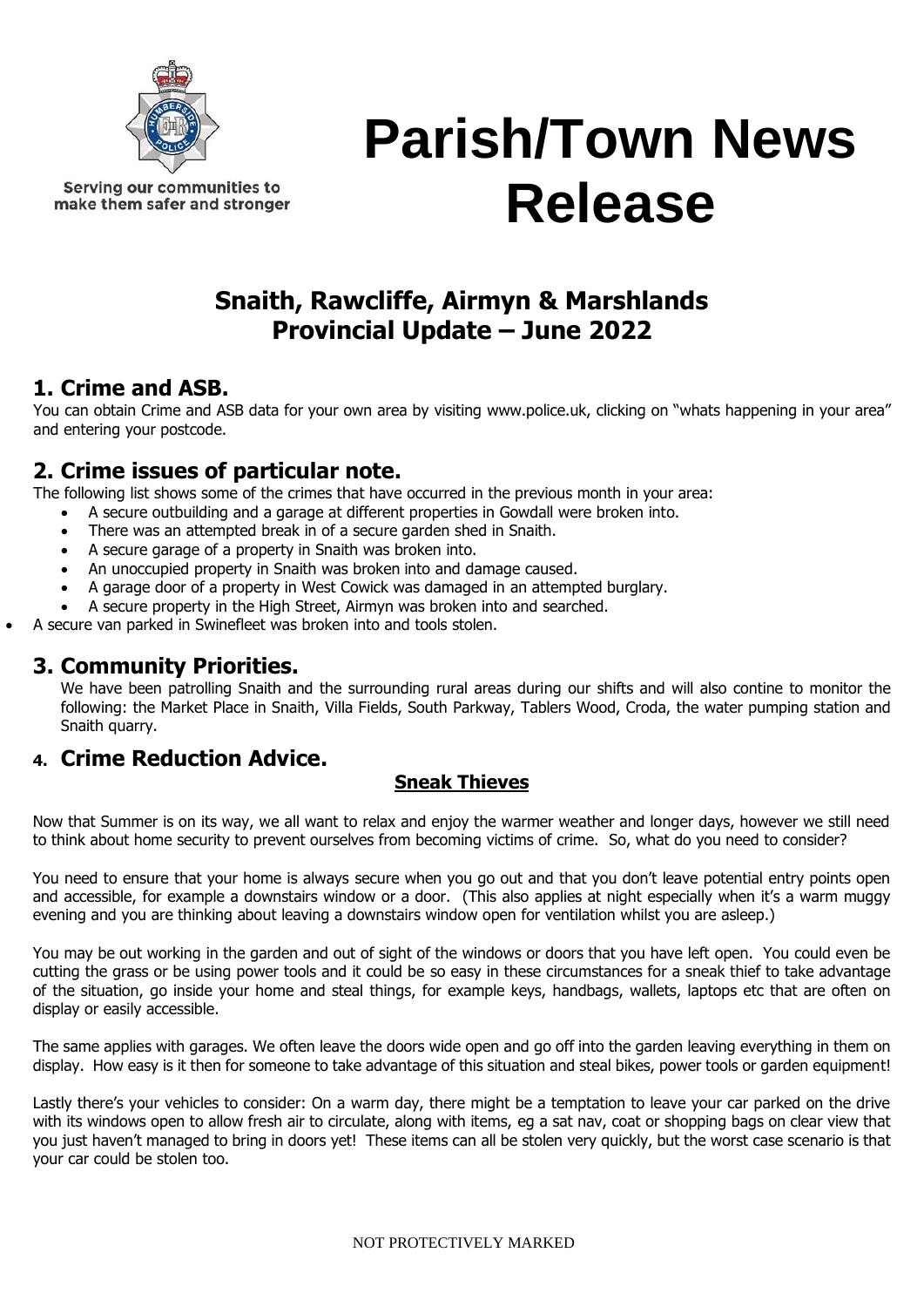Serving our communities to make them safer and stronger

# Parish/Town News Release

## Snaith, Rawcliffe, Airmyn & Marshlands Provincial Update – June 2022

### 1. Crime and ASB.

You can obtain Crime and ASB data for your own area by visiting www.police.uk, clicking on "whats happening in your area" and entering your postcode.

### 2. Crime issues of particular note.

The following list shows some of the crimes that have occurred in the previous month in your area:

- A secure outbuilding and a garage at different properties in Gowdall were broken into.
- There was an attempted break in of a secure garden shed in Snaith.
- A secure garage of a property in Snaith was broken into.
- An unoccupied property in Snaith was broken into and damage caused.
- A garage door of a property in West Cowick was damaged in an attempted burglary.
- A secure property in the High Street, Airmyn was broken into and searched.
- A secure van parked in Swinefleet was broken into and tools stolen.

### 3. Community Priorities.

We have been patrolling Snaith and the surrounding rural areas during our shifts and will also contine to monitor the following: the Market Place in Snaith, Villa Fields, South Parkway, Tablers Wood, Croda, the water pumping station and Snaith quarry.

### 4. Crime Reduction Advice.

**Sneak Thieves**

Now that Summer is on its way, we all want to relax and enjoy the warmer weather and longer days, however we still need to think about home security to prevent ourselves from becoming victims of crime. So, what do you need to consider?

You need to ensure that your home is always secure when you go out and that you don't leave potential entry points open and accessible, for example a downstairs window or a door. (This also applies at night especially when it's a warm muggy evening and you are thinking about leaving a downstairs window open for ventilation whilst you are asleep.)

You may be out working in the garden and out of sight of the windows or doors that you have left open. You could even be cutting the grass or be using power tools and it could be so easy in these circumstances for a sneak thief to take advantage of the situation, go inside your home and steal things, for example keys, handbags, wallets, laptops etc that are often on display or easily accessible.

The same applies with garages. We often leave the doors wide open and go off into the garden leaving everything in them on display. How easy is it then for someone to take advantage of this situation and steal bikes, power tools or garden equipment!

Lastly there's your vehicles to consider: On a warm day, there might be a temptation to leave your car parked on the drive with its windows open to allow fresh air to circulate, along with items, eg a sat nav, coat or shopping bags on clear view that you just haven't managed to bring in doors yet! These items can all be stolen very quickly, but the worst case scenario is that your car could be stolen too.

NOT PROTECTIVELY MARKED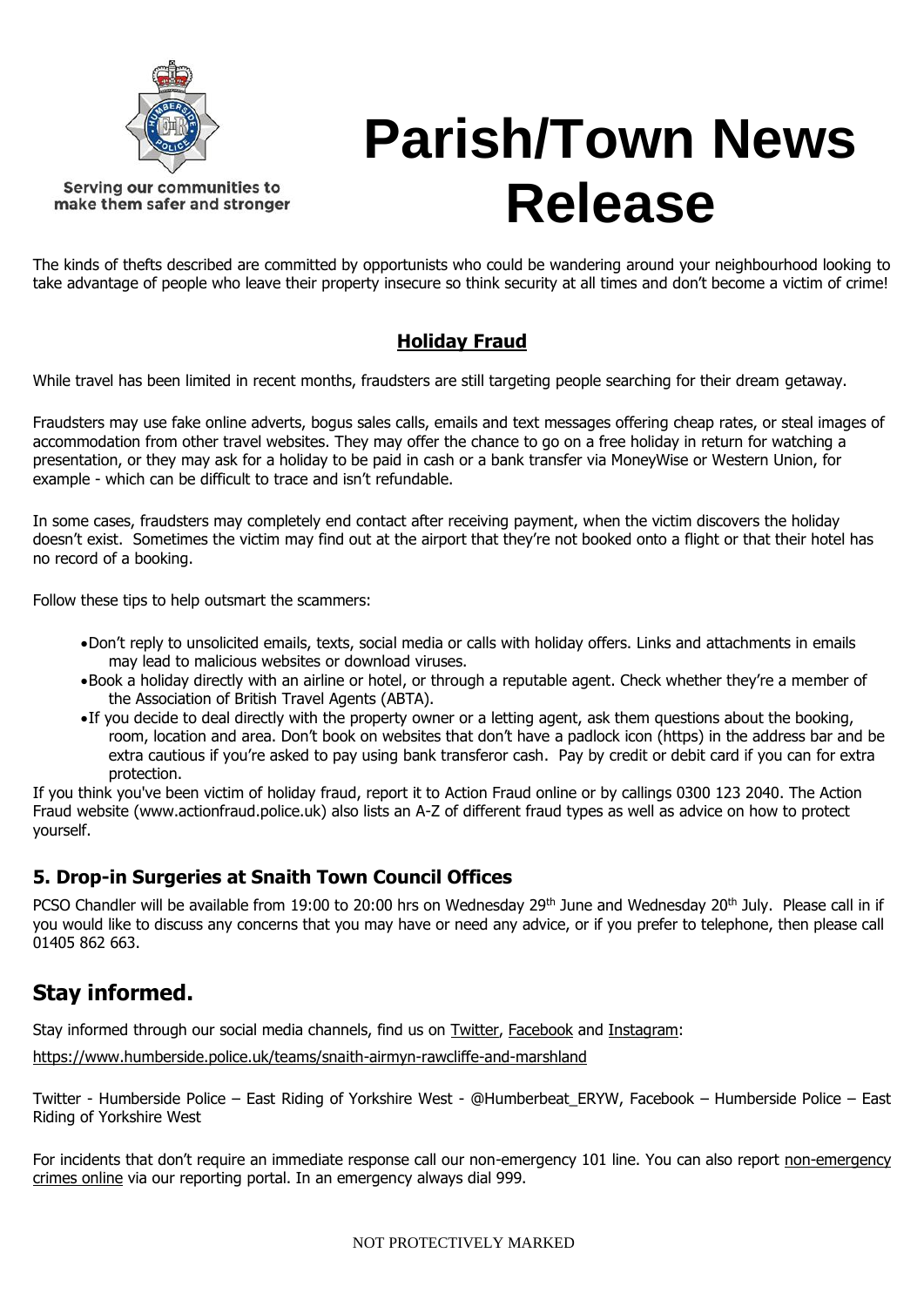Serving our communities to make them safer and stronger

# Parish/Town News Release

The kinds of thefts described are committed by opportunists who could be wandering around your neighbourhood looking to take advantage of people who leave their property insecure so think security at all times and don't become a victim of crime!

## **Holiday Fraud**

While travel has been limited in recent months, fraudsters are still targeting people searching for their dream getaway.

Fraudsters may use fake online adverts, bogus sales calls, emails and text messages offering cheap rates, or steal images of accommodation from other travel websites. They may offer the chance to go on a free holiday in return for watching a presentation, or they may ask for a holiday to be paid in cash or a bank transfer via MoneyWise or Western Union, for example - which can be difficult to trace and isn't refundable.

In some cases, fraudsters may completely end contact after receiving payment, when the victim discovers the holiday doesn't exist. Sometimes the victim may find out at the airport that they're not booked onto a flight or that their hotel has no record of a booking.

Follow these tips to help outsmart the scammers:

- Don't reply to unsolicited emails, texts, social media or calls with holiday offers. Links and attachments in emails may lead to malicious websites or download viruses.
- Book a holiday directly with an airline or hotel, or through a reputable agent. Check whether they're a member of the Association of British Travel Agents (ABTA).
- If you decide to deal directly with the property owner or a letting agent, ask them questions about the booking, room, location and area. Don't book on websites that don't have a padlock icon (https) in the address bar and be extra cautious if you're asked to pay using bank transferor cash. Pay by credit or debit card if you can for extra protection.

If you think you've been victim of holiday fraud, report it to Action Fraud online or by callings 0300 123 2040. The Action Fraud website (www.actionfraud.police.uk) also lists an A-Z of different fraud types as well as advice on how to protect yourself.

## 5. Drop-in Surgeries at Snaith Town Council Offices

PCSO Chandler will be available from 19:00 to 20:00 hrs on Wednesday 29th June and Wednesday 20th July. Please call in if you would like to discuss any concerns that you may have or need any advice, or if you prefer to telephone, then please call 01405 862 663.

## Stay informed.

Stay informed through our social media channels, find us on Twitter, Facebook and Instagram:

https://www.humberside.police.uk/teams/snaith-airmyn-rawcliffe-and-marshland

Twitter - Humberside Police – East Riding of Yorkshire West - @Humberbeat_ERYW, Facebook – Humberside Police – East Riding of Yorkshire West

For incidents that don't require an immediate response call our non-emergency 101 line. You can also report non-emergency crimes online via our reporting portal. In an emergency always dial 999.

NOT PROTECTIVELY MARKED